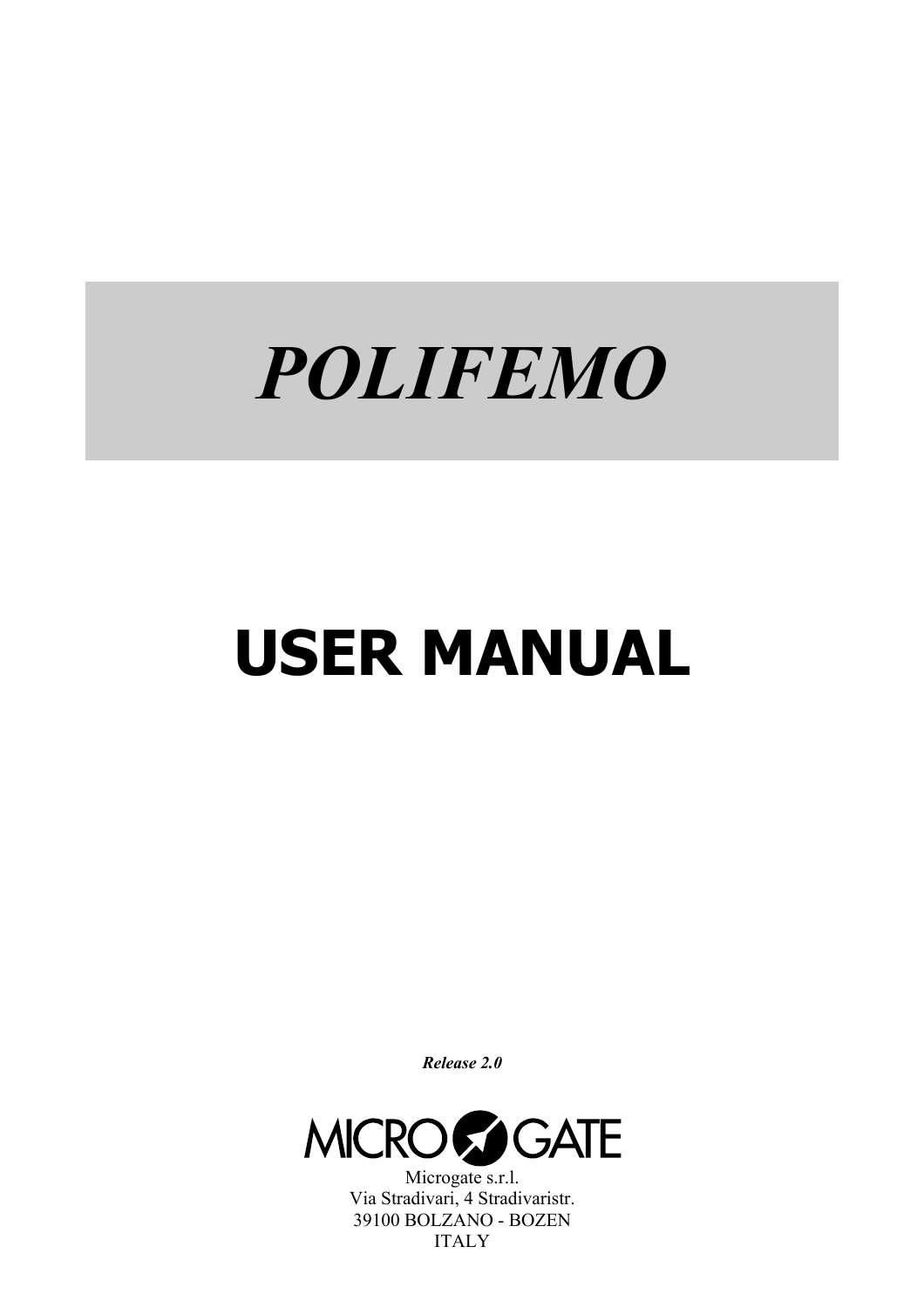# *POLIFEMO*

# USER MANUAL

***Release 2.0***

MICROGATE

Microgate s.r.l.
Via Stradivari, 4 Stradivaristr.
39100 BOLZANO - BOZEN
ITALY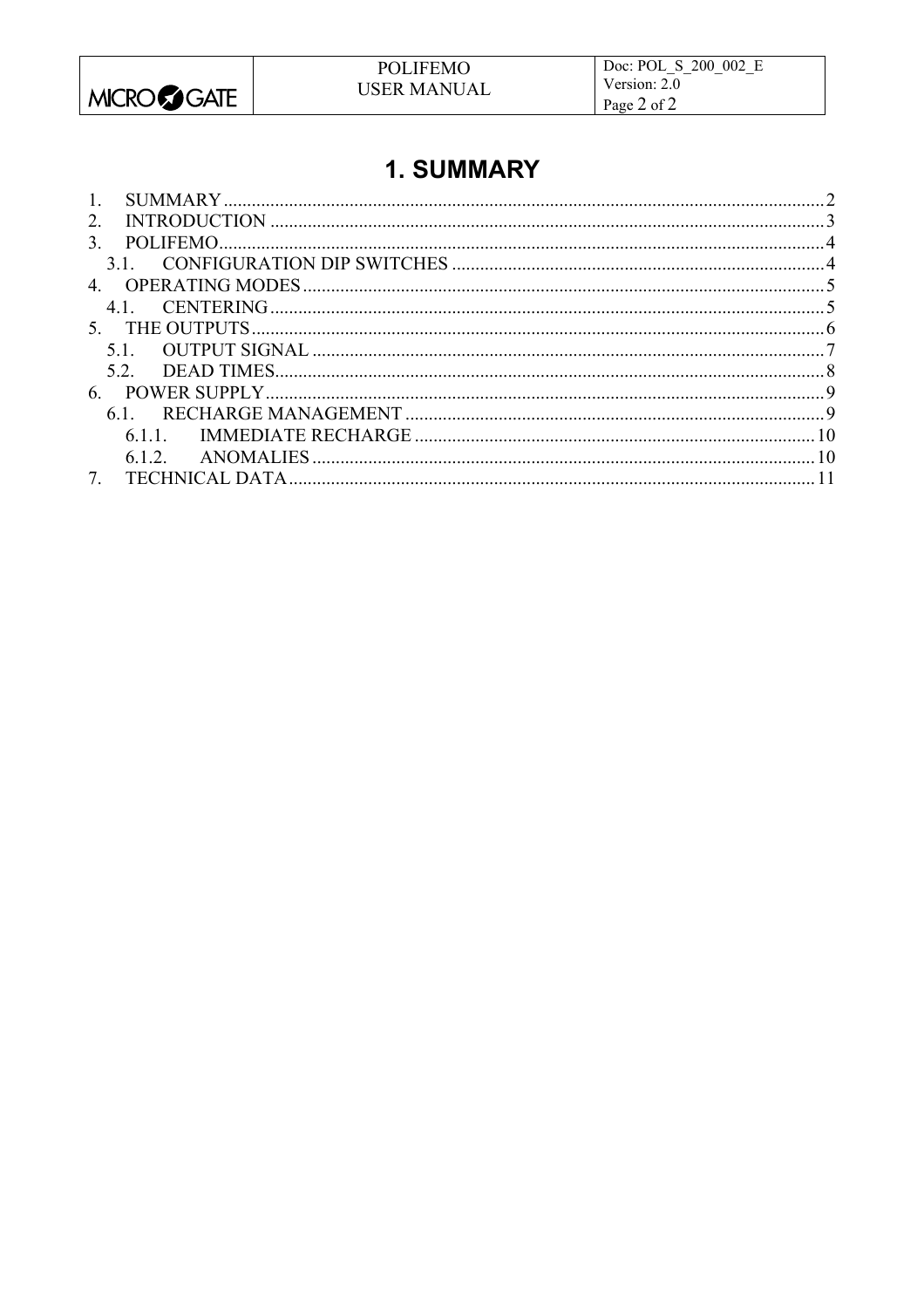# 1. SUMMARY

1. SUMMARY ..... 2
2. INTRODUCTION ..... 3
3. POLIFEMO ..... 4
   3.1. CONFIGURATION DIP SWITCHES ..... 4
4. OPERATING MODES ..... 5
   4.1. CENTERING ..... 5
5. THE OUTPUTS ..... 6
   5.1. OUTPUT SIGNAL ..... 7
   5.2. DEAD TIMES ..... 8
6. POWER SUPPLY ..... 9
   6.1. RECHARGE MANAGEMENT ..... 9
      6.1.1. IMMEDIATE RECHARGE ..... 10
      6.1.2. ANOMALIES ..... 10
7. TECHNICAL DATA ..... 11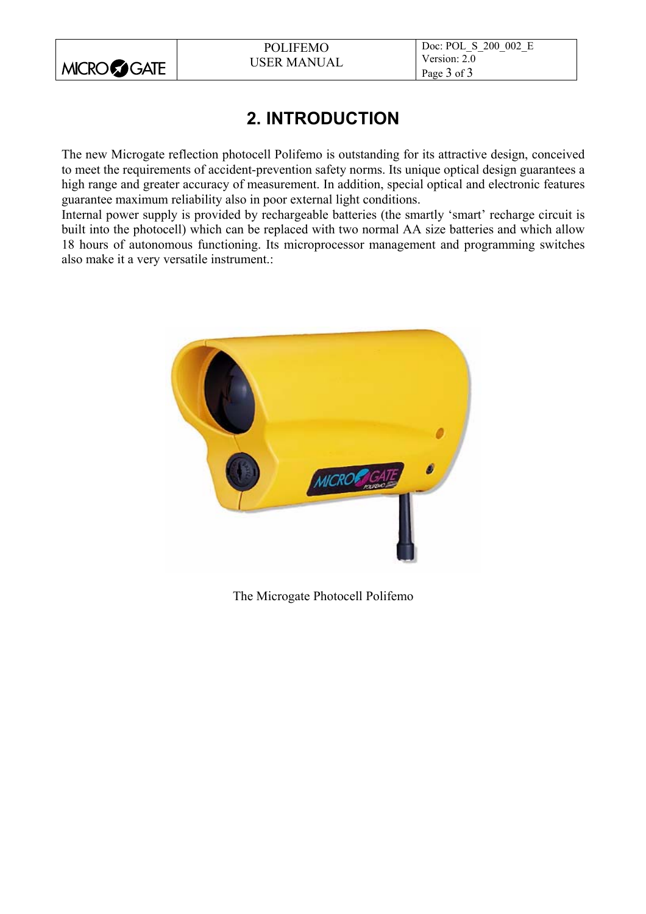# 2. INTRODUCTION

The new Microgate reflection photocell Polifemo is outstanding for its attractive design, conceived to meet the requirements of accident-prevention safety norms. Its unique optical design guarantees a high range and greater accuracy of measurement. In addition, special optical and electronic features guarantee maximum reliability also in poor external light conditions.
Internal power supply is provided by rechargeable batteries (the smartly 'smart' recharge circuit is built into the photocell) which can be replaced with two normal AA size batteries and which allow 18 hours of autonomous functioning. Its microprocessor management and programming switches also make it a very versatile instrument.:

The Microgate Photocell Polifemo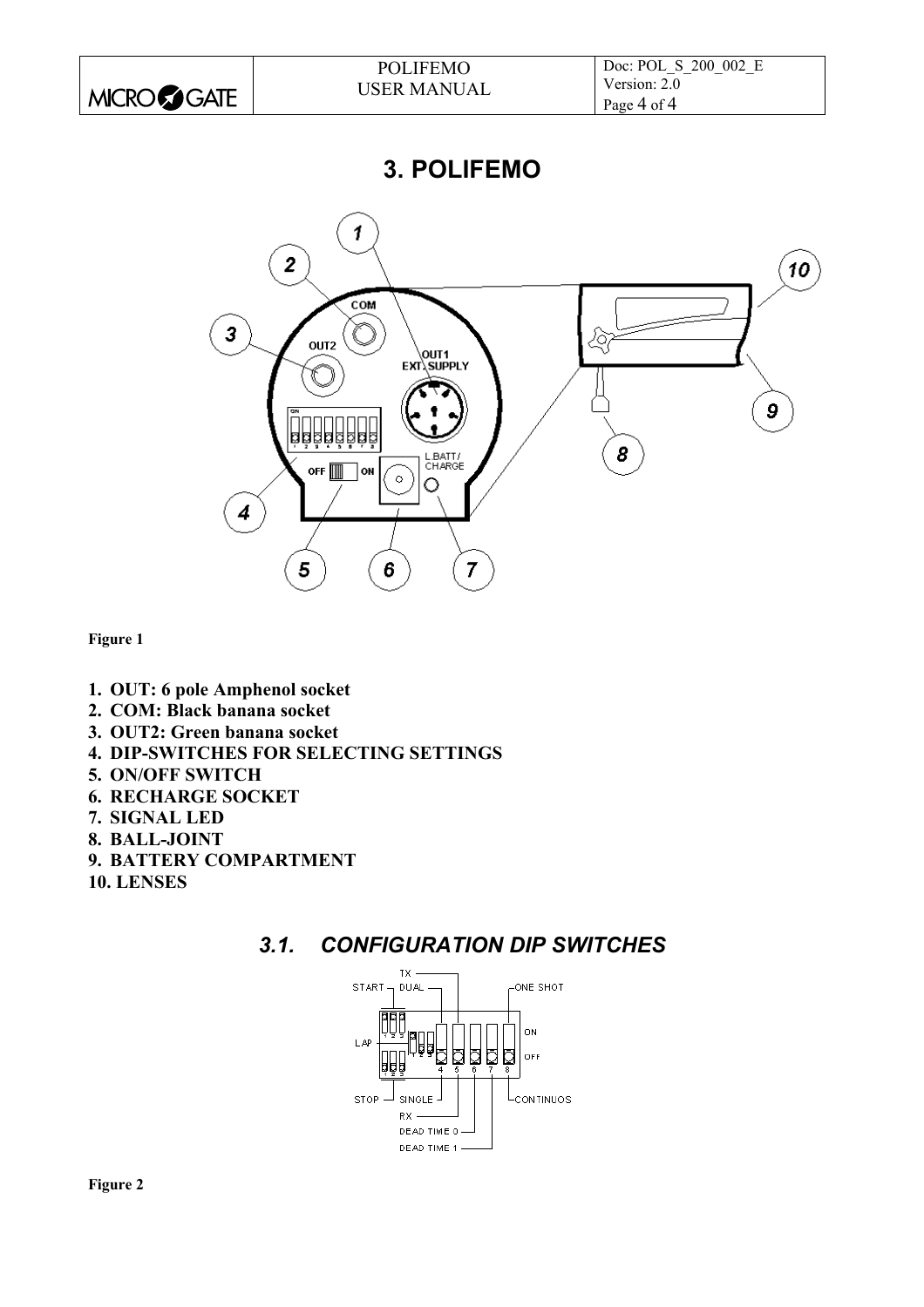# 3. POLIFEMO

Figure 1

1. **OUT: 6 pole Amphenol socket**
2. **COM: Black banana socket**
3. **OUT2: Green banana socket**
4. **DIP-SWITCHES FOR SELECTING SETTINGS**
5. **ON/OFF SWITCH**
6. **RECHARGE SOCKET**
7. **SIGNAL LED**
8. **BALL-JOINT**
9. **BATTERY COMPARTMENT**
10. **LENSES**

## *3.1. CONFIGURATION DIP SWITCHES*

Figure 2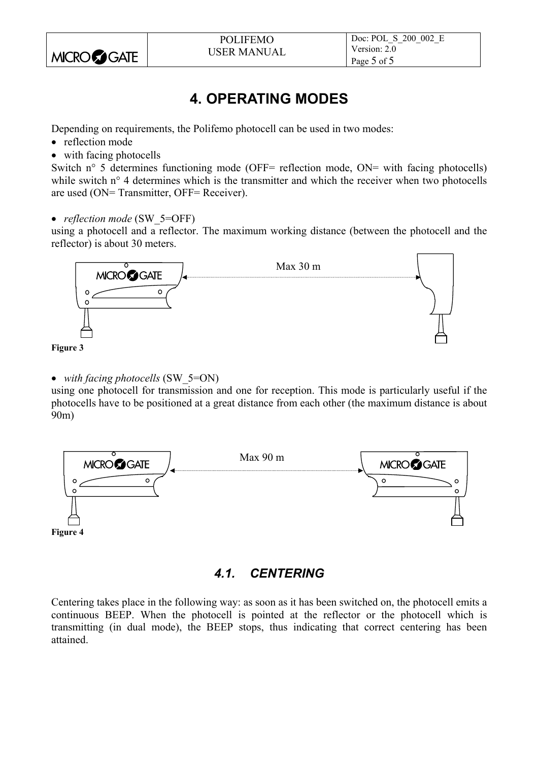# 4. OPERATING MODES

Depending on requirements, the Polifemo photocell can be used in two modes:

- reflection mode
- with facing photocells

Switch n° 5 determines functioning mode (OFF= reflection mode, ON= with facing photocells) while switch n° 4 determines which is the transmitter and which the receiver when two photocells are used (ON= Transmitter, OFF= Receiver).

- *reflection mode* (SW_5=OFF)

using a photocell and a reflector. The maximum working distance (between the photocell and the reflector) is about 30 meters.

Max 30 m

**Figure 3**

- *with facing photocells* (SW_5=ON)

using one photocell for transmission and one for reception. This mode is particularly useful if the photocells have to be positioned at a great distance from each other (the maximum distance is about 90m)

Max 90 m

**Figure 4**

## *4.1. CENTERING*

Centering takes place in the following way: as soon as it has been switched on, the photocell emits a continuous BEEP. When the photocell is pointed at the reflector or the photocell which is transmitting (in dual mode), the BEEP stops, thus indicating that correct centering has been attained.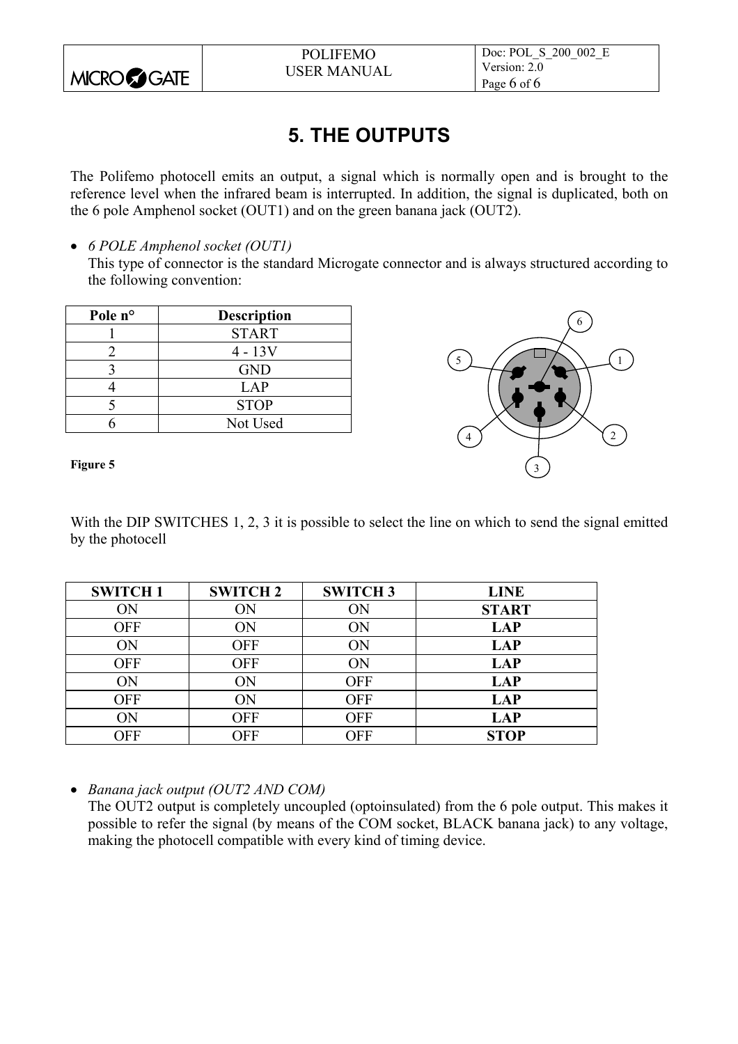# 5. THE OUTPUTS

The Polifemo photocell emits an output, a signal which is normally open and is brought to the reference level when the infrared beam is interrupted. In addition, the signal is duplicated, both on the 6 pole Amphenol socket (OUT1) and on the green banana jack (OUT2).

- *6 POLE Amphenol socket (OUT1)*
  This type of connector is the standard Microgate connector and is always structured according to the following convention:

| Pole n° | Description |
|---|---|
| 1 | START |
| 2 | 4 - 13V |
| 3 | GND |
| 4 | LAP |
| 5 | STOP |
| 6 | Not Used |

**Figure 5**

With the DIP SWITCHES 1, 2, 3 it is possible to select the line on which to send the signal emitted by the photocell

| SWITCH 1 | SWITCH 2 | SWITCH 3 | LINE |
|---|---|---|---|
| ON | ON | ON | **START** |
| OFF | ON | ON | **LAP** |
| ON | OFF | ON | **LAP** |
| OFF | OFF | ON | **LAP** |
| ON | ON | OFF | **LAP** |
| OFF | ON | OFF | **LAP** |
| ON | OFF | OFF | **LAP** |
| OFF | OFF | OFF | **STOP** |

- *Banana jack output (OUT2 AND COM)*
  The OUT2 output is completely uncoupled (optoinsulated) from the 6 pole output. This makes it possible to refer the signal (by means of the COM socket, BLACK banana jack) to any voltage, making the photocell compatible with every kind of timing device.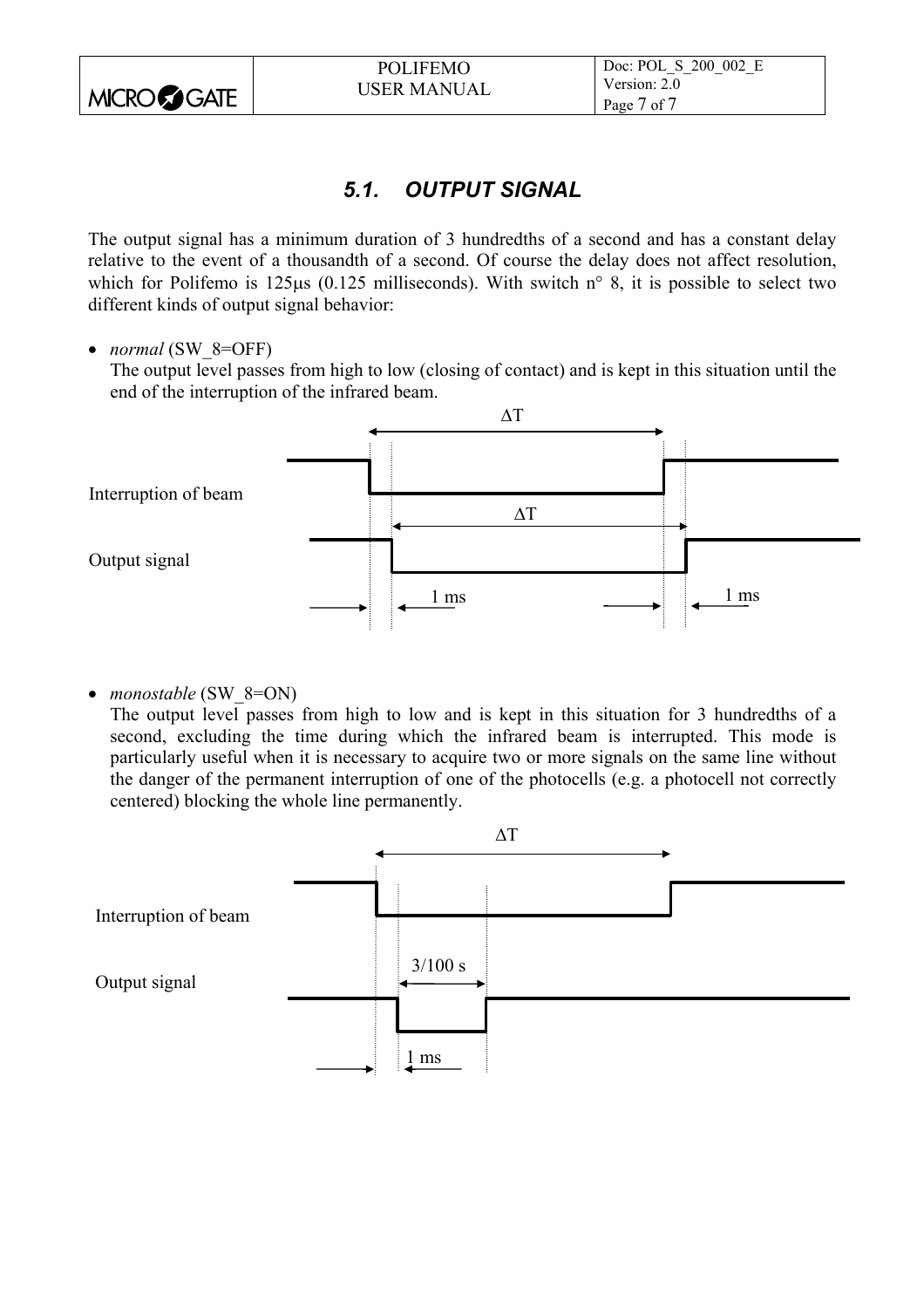## 5.1. OUTPUT SIGNAL

The output signal has a minimum duration of 3 hundredths of a second and has a constant delay relative to the event of a thousandth of a second. Of course the delay does not affect resolution, which for Polifemo is 125µs (0.125 milliseconds). With switch n° 8, it is possible to select two different kinds of output signal behavior:

- *normal* (SW_8=OFF)
  The output level passes from high to low (closing of contact) and is kept in this situation until the end of the interruption of the infrared beam.

ΔT

Interruption of beam

ΔT

Output signal

1 ms 1 ms

- *monostable* (SW_8=ON)
  The output level passes from high to low and is kept in this situation for 3 hundredths of a second, excluding the time during which the infrared beam is interrupted. This mode is particularly useful when it is necessary to acquire two or more signals on the same line without the danger of the permanent interruption of one of the photocells (e.g. a photocell not correctly centered) blocking the whole line permanently.

ΔT

Interruption of beam

3/100 s

Output signal

1 ms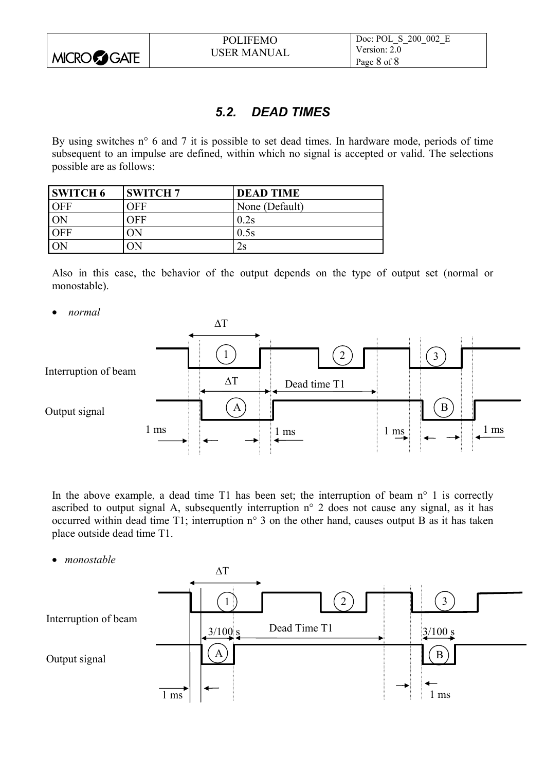## 5.2. DEAD TIMES

By using switches n° 6 and 7 it is possible to set dead times. In hardware mode, periods of time subsequent to an impulse are defined, within which no signal is accepted or valid. The selections possible are as follows:

| SWITCH 6 | SWITCH 7 | DEAD TIME |
|---|---|---|
| OFF | OFF | None (Default) |
| ON | OFF | 0.2s |
| OFF | ON | 0.5s |
| ON | ON | 2s |

Also in this case, the behavior of the output depends on the type of output set (normal or monostable).

- *normal*

In the above example, a dead time T1 has been set; the interruption of beam n° 1 is correctly ascribed to output signal A, subsequently interruption n° 2 does not cause any signal, as it has occurred within dead time T1; interruption n° 3 on the other hand, causes output B as it has taken place outside dead time T1.

- *monostable*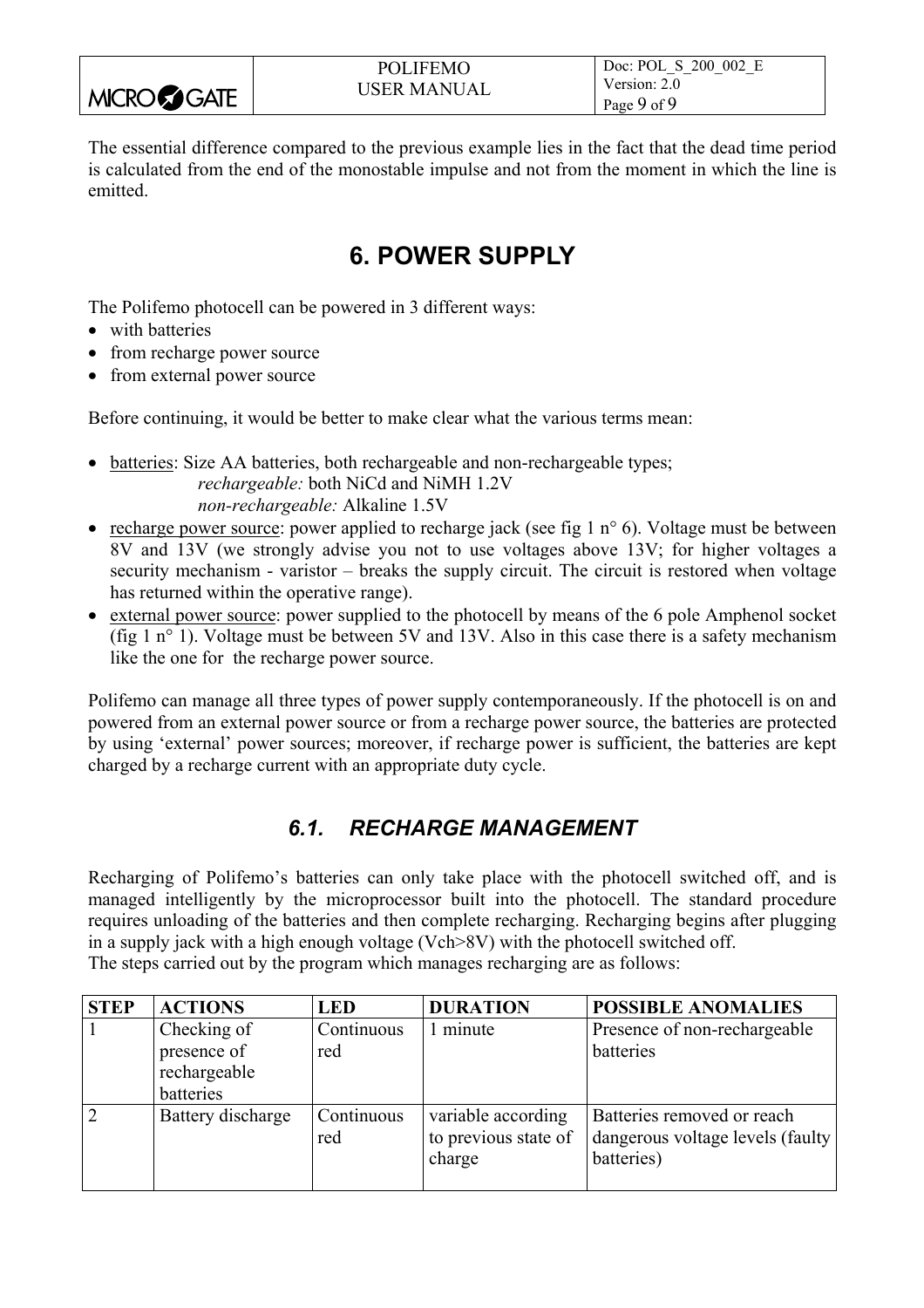The essential difference compared to the previous example lies in the fact that the dead time period is calculated from the end of the monostable impulse and not from the moment in which the line is emitted.

# 6. POWER SUPPLY

The Polifemo photocell can be powered in 3 different ways:

- with batteries
- from recharge power source
- from external power source

Before continuing, it would be better to make clear what the various terms mean:

- batteries: Size AA batteries, both rechargeable and non-rechargeable types;
  *rechargeable:* both NiCd and NiMH 1.2V
  *non-rechargeable:* Alkaline 1.5V
- recharge power source: power applied to recharge jack (see fig 1 n° 6). Voltage must be between 8V and 13V (we strongly advise you not to use voltages above 13V; for higher voltages a security mechanism - varistor – breaks the supply circuit. The circuit is restored when voltage has returned within the operative range).
- external power source: power supplied to the photocell by means of the 6 pole Amphenol socket (fig 1 n° 1). Voltage must be between 5V and 13V. Also in this case there is a safety mechanism like the one for the recharge power source.

Polifemo can manage all three types of power supply contemporaneously. If the photocell is on and powered from an external power source or from a recharge power source, the batteries are protected by using 'external' power sources; moreover, if recharge power is sufficient, the batteries are kept charged by a recharge current with an appropriate duty cycle.

## *6.1. RECHARGE MANAGEMENT*

Recharging of Polifemo's batteries can only take place with the photocell switched off, and is managed intelligently by the microprocessor built into the photocell. The standard procedure requires unloading of the batteries and then complete recharging. Recharging begins after plugging in a supply jack with a high enough voltage (Vch>8V) with the photocell switched off.
The steps carried out by the program which manages recharging are as follows:

| STEP | ACTIONS | LED | DURATION | POSSIBLE ANOMALIES |
|---|---|---|---|---|
| 1 | Checking of presence of rechargeable batteries | Continuous red | 1 minute | Presence of non-rechargeable batteries |
| 2 | Battery discharge | Continuous red | variable according to previous state of charge | Batteries removed or reach dangerous voltage levels (faulty batteries) |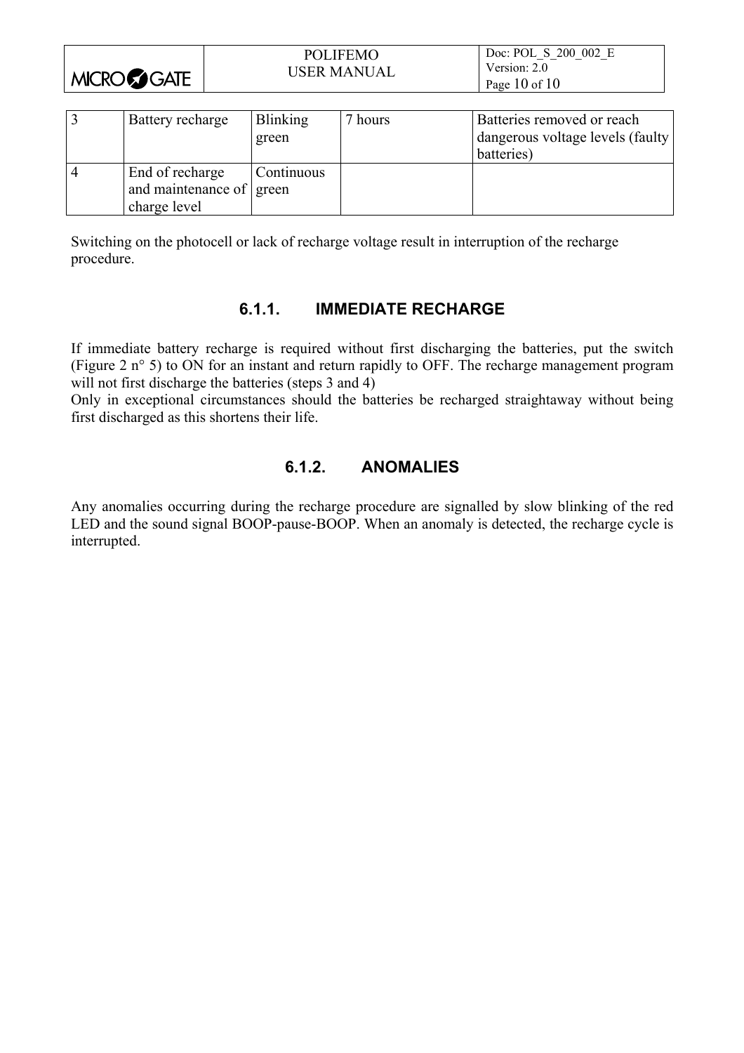| 3 | Battery recharge | Blinking green | 7 hours | Batteries removed or reach dangerous voltage levels (faulty batteries) |
|---|---|---|---|---|
| 4 | End of recharge and maintenance of charge level | Continuous green | | |

Switching on the photocell or lack of recharge voltage result in interruption of the recharge procedure.

### 6.1.1. IMMEDIATE RECHARGE

If immediate battery recharge is required without first discharging the batteries, put the switch (Figure 2 n° 5) to ON for an instant and return rapidly to OFF. The recharge management program will not first discharge the batteries (steps 3 and 4)
Only in exceptional circumstances should the batteries be recharged straightaway without being first discharged as this shortens their life.

### 6.1.2. ANOMALIES

Any anomalies occurring during the recharge procedure are signalled by slow blinking of the red LED and the sound signal BOOP-pause-BOOP. When an anomaly is detected, the recharge cycle is interrupted.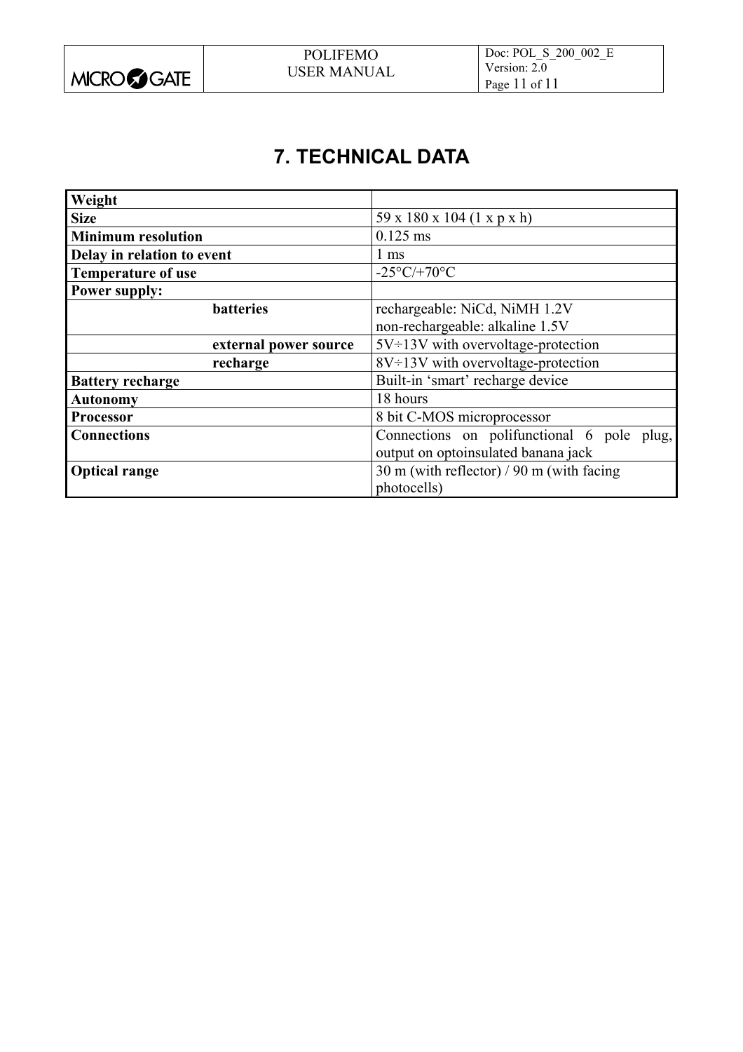# 7. TECHNICAL DATA

| | |
|---|---|
| **Weight** | |
| **Size** | 59 x 180 x 104 (1 x p x h) |
| **Minimum resolution** | 0.125 ms |
| **Delay in relation to event** | 1 ms |
| **Temperature of use** | -25°C/+70°C |
| **Power supply:** | |
| **batteries** | rechargeable: NiCd, NiMH 1.2V<br>non-rechargeable: alkaline 1.5V |
| **external power source** | 5V÷13V with overvoltage-protection |
| **recharge** | 8V÷13V with overvoltage-protection |
| **Battery recharge** | Built-in 'smart' recharge device |
| **Autonomy** | 18 hours |
| **Processor** | 8 bit C-MOS microprocessor |
| **Connections** | Connections on polifunctional 6 pole plug, output on optoinsulated banana jack |
| **Optical range** | 30 m (with reflector) / 90 m (with facing photocells) |